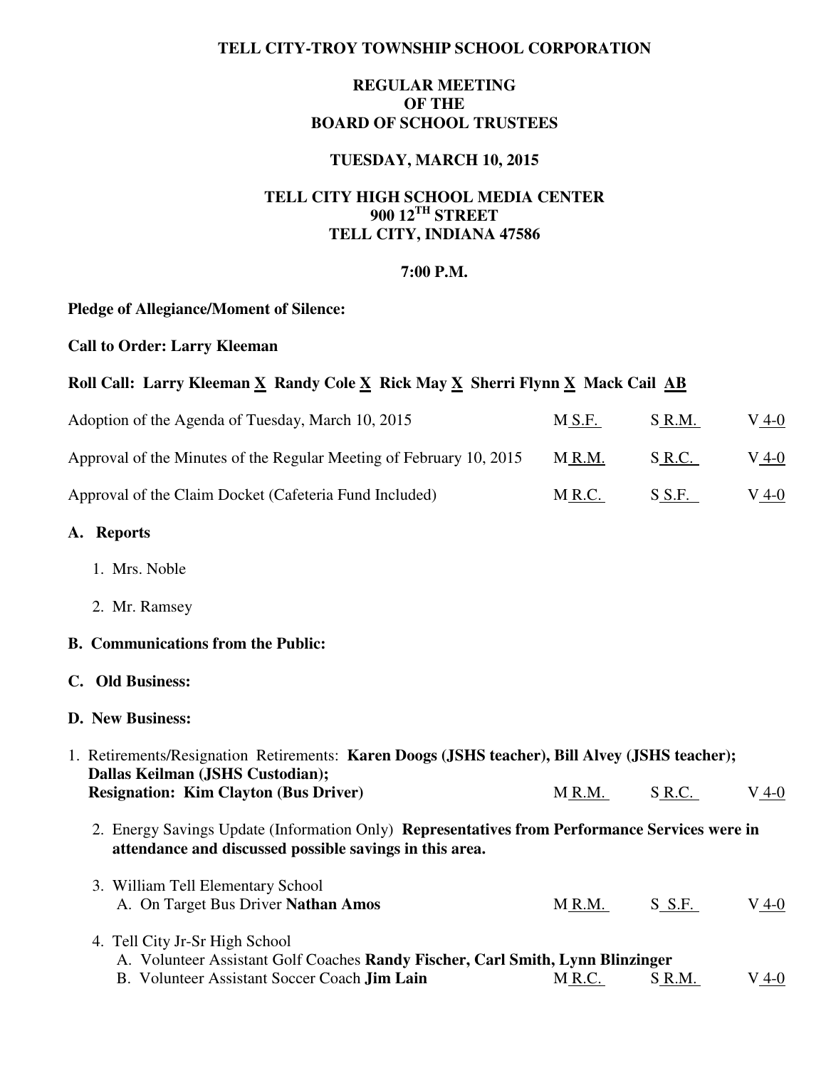**TELL CITY-TROY TOWNSHIP SCHOOL CORPORATION**

**REGULAR MEETING**
**OF THE**
**BOARD OF SCHOOL TRUSTEES**

**TUESDAY, MARCH 10, 2015**

**TELL CITY HIGH SCHOOL MEDIA CENTER**
**900 12TH STREET**
**TELL CITY, INDIANA 47586**

**7:00 P.M.**

**Pledge of Allegiance/Moment of Silence:**

**Call to Order: Larry Kleeman**

**Roll Call: Larry Kleeman X Randy Cole X Rick May X Sherri Flynn X Mack Cail AB**

| | | | |
|---|---|---|---|
| Adoption of the Agenda of Tuesday, March 10, 2015 | M S.F. | S R.M. | V 4-0 |
| Approval of the Minutes of the Regular Meeting of February 10, 2015 | M R.M. | S R.C. | V 4-0 |
| Approval of the Claim Docket (Cafeteria Fund Included) | M R.C. | S S.F. | V 4-0 |

**A. Reports**

1. Mrs. Noble
2. Mr. Ramsey

**B. Communications from the Public:**

**C. Old Business:**

**D. New Business:**

1. Retirements/Resignation Retirements: **Karen Doogs (JSHS teacher), Bill Alvey (JSHS teacher); Dallas Keilman (JSHS Custodian); Resignation: Kim Clayton (Bus Driver)** M R.M. S R.C. V 4-0

2. Energy Savings Update (Information Only) **Representatives from Performance Services were in attendance and discussed possible savings in this area.**

3. William Tell Elementary School
   A. On Target Bus Driver **Nathan Amos** M R.M. S S.F. V 4-0

4. Tell City Jr-Sr High School
   A. Volunteer Assistant Golf Coaches **Randy Fischer, Carl Smith, Lynn Blinzinger**
   B. Volunteer Assistant Soccer Coach **Jim Lain** M R.C. S R.M. V 4-0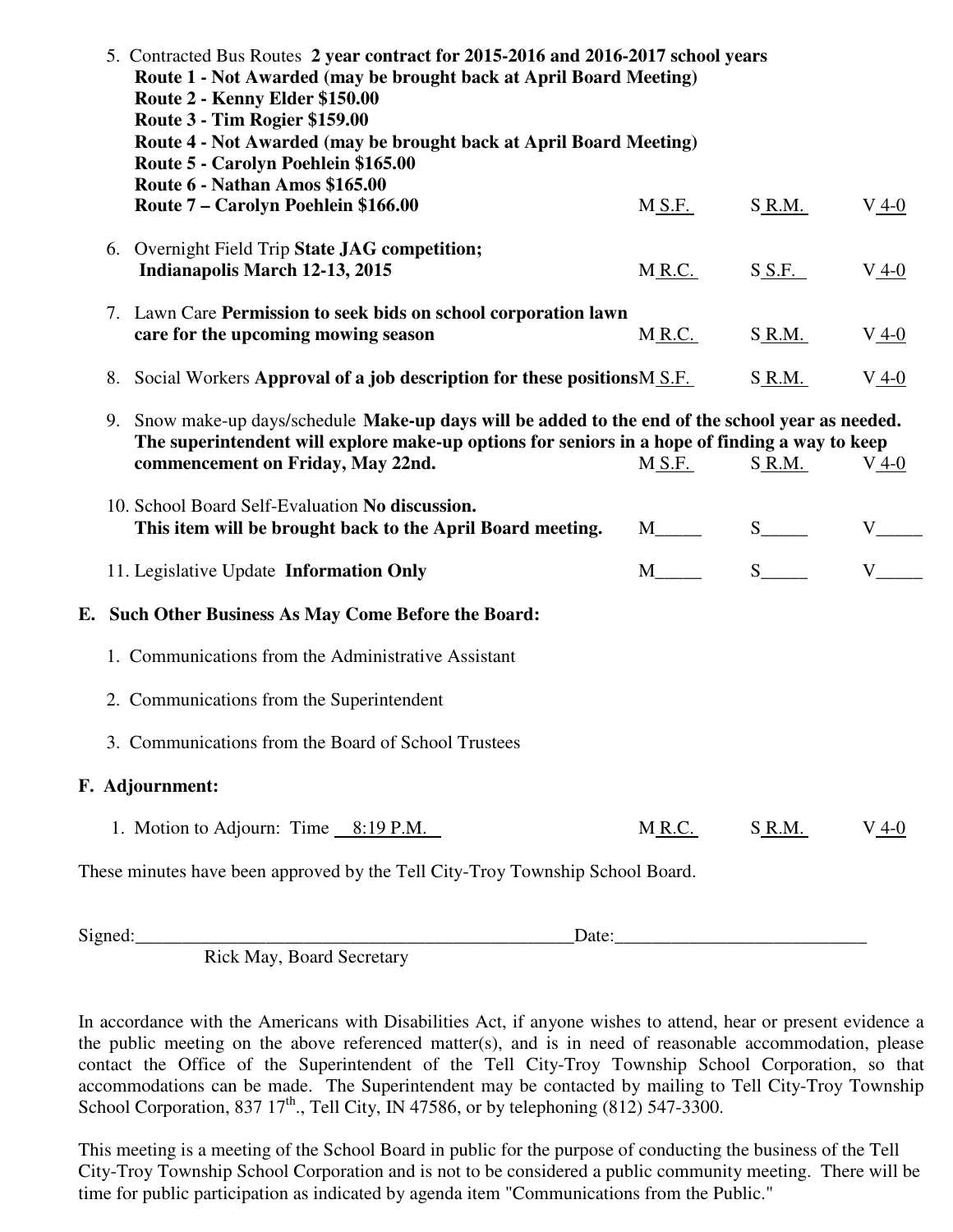5. Contracted Bus Routes **2 year contract for 2015-2016 and 2016-2017 school years**
   **Route 1 - Not Awarded (may be brought back at April Board Meeting)**
   **Route 2 - Kenny Elder $150.00**
   **Route 3 - Tim Rogier $159.00**
   **Route 4 - Not Awarded (may be brought back at April Board Meeting)**
   **Route 5 - Carolyn Poehlein $165.00**
   **Route 6 - Nathan Amos $165.00**
   **Route 7 – Carolyn Poehlein $166.00** M S.F. S R.M. V 4-0

6. Overnight Field Trip **State JAG competition;**
   **Indianapolis March 12-13, 2015** M R.C. S S.F. V 4-0

7. Lawn Care **Permission to seek bids on school corporation lawn care for the upcoming mowing season** M R.C. S R.M. V 4-0

8. Social Workers **Approval of a job description for these positions** M S.F. S R.M. V 4-0

9. Snow make-up days/schedule **Make-up days will be added to the end of the school year as needed. The superintendent will explore make-up options for seniors in a hope of finding a way to keep commencement on Friday, May 22nd.** M S.F. S R.M. V 4-0

10. School Board Self-Evaluation **No discussion. This item will be brought back to the April Board meeting.** M_____ S_____ V_____

11. Legislative Update **Information Only** M_____ S_____ V_____

**E. Such Other Business As May Come Before the Board:**

1. Communications from the Administrative Assistant

2. Communications from the Superintendent

3. Communications from the Board of School Trustees

**F. Adjournment:**

1. Motion to Adjourn: Time 8:19 P.M. M R.C. S R.M. V 4-0

These minutes have been approved by the Tell City-Troy Township School Board.

Signed:_________________________________________________Date:___________________________
Rick May, Board Secretary

In accordance with the Americans with Disabilities Act, if anyone wishes to attend, hear or present evidence a the public meeting on the above referenced matter(s), and is in need of reasonable accommodation, please contact the Office of the Superintendent of the Tell City-Troy Township School Corporation, so that accommodations can be made. The Superintendent may be contacted by mailing to Tell City-Troy Township School Corporation, 837 17th., Tell City, IN 47586, or by telephoning (812) 547-3300.

This meeting is a meeting of the School Board in public for the purpose of conducting the business of the Tell City-Troy Township School Corporation and is not to be considered a public community meeting. There will be time for public participation as indicated by agenda item "Communications from the Public."